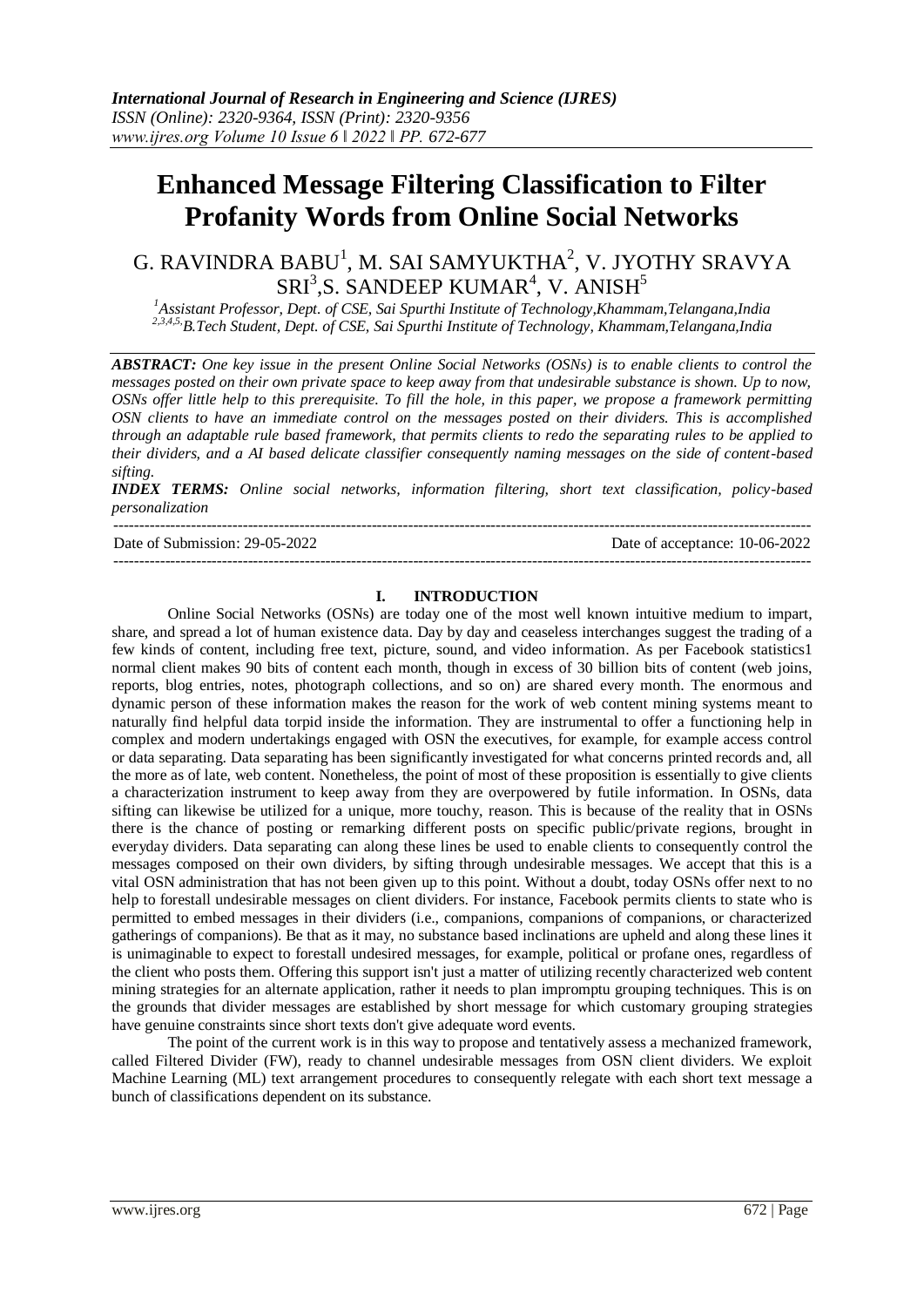# Enhanced Message Filtering Classification to Filter Profanity Words from Online Social Networks

G. RAVINDRA BABU[1], M. SAI SAMYUKTHA[2], V. JYOTHY SRAVYA SRI[3], S. SANDEEP KUMAR[4], V. ANISH[5]

*[1]Assistant Professor, Dept. of CSE, Sai Spurthi Institute of Technology, Khammam, Telangana, India*
*[2,3,4,5]B.Tech Student, Dept. of CSE, Sai Spurthi Institute of Technology, Khammam, Telangana, India*

***ABSTRACT:*** *One key issue in the present Online Social Networks (OSNs) is to enable clients to control the messages posted on their own private space to keep away from that undesirable substance is shown. Up to now, OSNs offer little help to this prerequisite. To fill the hole, in this paper, we propose a framework permitting OSN clients to have an immediate control on the messages posted on their dividers. This is accomplished through an adaptable rule based framework, that permits clients to redo the separating rules to be applied to their dividers, and a AI based delicate classifier consequently naming messages on the side of content-based sifting.*

***INDEX TERMS:*** *Online social networks, information filtering, short text classification, policy-based personalization*

---

Date of Submission: 29-05-2022 Date of acceptance: 10-06-2022

---

## I. INTRODUCTION

Online Social Networks (OSNs) are today one of the most well known intuitive medium to impart, share, and spread a lot of human existence data. Day by day and ceaseless interchanges suggest the trading of a few kinds of content, including free text, picture, sound, and video information. As per Facebook statistics1 normal client makes 90 bits of content each month, though in excess of 30 billion bits of content (web joins, reports, blog entries, notes, photograph collections, and so on) are shared every month. The enormous and dynamic person of these information makes the reason for the work of web content mining systems meant to naturally find helpful data torpid inside the information. They are instrumental to offer a functioning help in complex and modern undertakings engaged with OSN the executives, for example, for example access control or data separating. Data separating has been significantly investigated for what concerns printed records and, all the more as of late, web content. Nonetheless, the point of most of these proposition is essentially to give clients a characterization instrument to keep away from they are overpowered by futile information. In OSNs, data sifting can likewise be utilized for a unique, more touchy, reason. This is because of the reality that in OSNs there is the chance of posting or remarking different posts on specific public/private regions, brought in everyday dividers. Data separating can along these lines be used to enable clients to consequently control the messages composed on their own dividers, by sifting through undesirable messages. We accept that this is a vital OSN administration that has not been given up to this point. Without a doubt, today OSNs offer next to no help to forestall undesirable messages on client dividers. For instance, Facebook permits clients to state who is permitted to embed messages in their dividers (i.e., companions, companions of companions, or characterized gatherings of companions). Be that as it may, no substance based inclinations are upheld and along these lines it is unimaginable to expect to forestall undesired messages, for example, political or profane ones, regardless of the client who posts them. Offering this support isn't just a matter of utilizing recently characterized web content mining strategies for an alternate application, rather it needs to plan impromptu grouping techniques. This is on the grounds that divider messages are established by short message for which customary grouping strategies have genuine constraints since short texts don't give adequate word events.

The point of the current work is in this way to propose and tentatively assess a mechanized framework, called Filtered Divider (FW), ready to channel undesirable messages from OSN client dividers. We exploit Machine Learning (ML) text arrangement procedures to consequently relegate with each short text message a bunch of classifications dependent on its substance.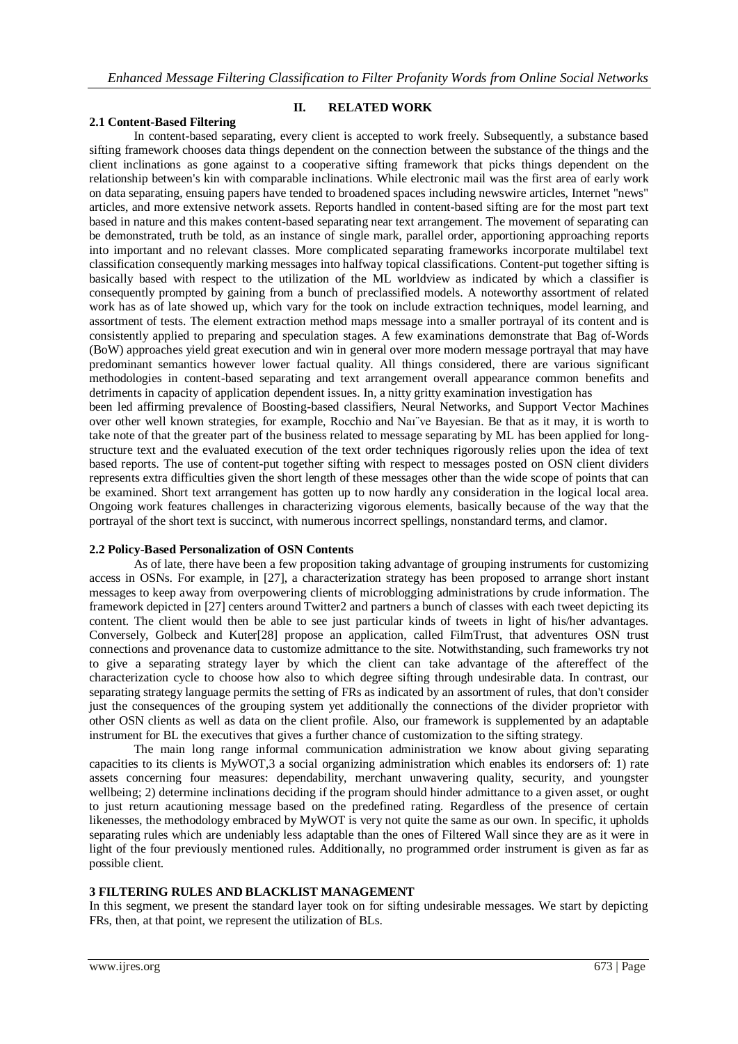## II. RELATED WORK

### 2.1 Content-Based Filtering

In content-based separating, every client is accepted to work freely. Subsequently, a substance based sifting framework chooses data things dependent on the connection between the substance of the things and the client inclinations as gone against to a cooperative sifting framework that picks things dependent on the relationship between's kin with comparable inclinations. While electronic mail was the first area of early work on data separating, ensuing papers have tended to broadened spaces including newswire articles, Internet "news" articles, and more extensive network assets. Reports handled in content-based sifting are for the most part text based in nature and this makes content-based separating near text arrangement. The movement of separating can be demonstrated, truth be told, as an instance of single mark, parallel order, apportioning approaching reports into important and no relevant classes. More complicated separating frameworks incorporate multilabel text classification consequently marking messages into halfway topical classifications. Content-put together sifting is basically based with respect to the utilization of the ML worldview as indicated by which a classifier is consequently prompted by gaining from a bunch of preclassified models. A noteworthy assortment of related work has as of late showed up, which vary for the took on include extraction techniques, model learning, and assortment of tests. The element extraction method maps message into a smaller portrayal of its content and is consistently applied to preparing and speculation stages. A few examinations demonstrate that Bag of-Words (BoW) approaches yield great execution and win in general over more modern message portrayal that may have predominant semantics however lower factual quality. All things considered, there are various significant methodologies in content-based separating and text arrangement overall appearance common benefits and detriments in capacity of application dependent issues. In, a nitty gritty examination investigation has been led affirming prevalence of Boosting-based classifiers, Neural Networks, and Support Vector Machines over other well known strategies, for example, Rocchio and Naı¨ve Bayesian. Be that as it may, it is worth to take note of that the greater part of the business related to message separating by ML has been applied for long-structure text and the evaluated execution of the text order techniques rigorously relies upon the idea of text based reports. The use of content-put together sifting with respect to messages posted on OSN client dividers represents extra difficulties given the short length of these messages other than the wide scope of points that can be examined. Short text arrangement has gotten up to now hardly any consideration in the logical local area. Ongoing work features challenges in characterizing vigorous elements, basically because of the way that the portrayal of the short text is succinct, with numerous incorrect spellings, nonstandard terms, and clamor.

### 2.2 Policy-Based Personalization of OSN Contents

As of late, there have been a few proposition taking advantage of grouping instruments for customizing access in OSNs. For example, in [27], a characterization strategy has been proposed to arrange short instant messages to keep away from overpowering clients of microblogging administrations by crude information. The framework depicted in [27] centers around Twitter2 and partners a bunch of classes with each tweet depicting its content. The client would then be able to see just particular kinds of tweets in light of his/her advantages. Conversely, Golbeck and Kuter[28] propose an application, called FilmTrust, that adventures OSN trust connections and provenance data to customize admittance to the site. Notwithstanding, such frameworks try not to give a separating strategy layer by which the client can take advantage of the aftereffect of the characterization cycle to choose how also to which degree sifting through undesirable data. In contrast, our separating strategy language permits the setting of FRs as indicated by an assortment of rules, that don't consider just the consequences of the grouping system yet additionally the connections of the divider proprietor with other OSN clients as well as data on the client profile. Also, our framework is supplemented by an adaptable instrument for BL the executives that gives a further chance of customization to the sifting strategy.

The main long range informal communication administration we know about giving separating capacities to its clients is MyWOT,3 a social organizing administration which enables its endorsers of: 1) rate assets concerning four measures: dependability, merchant unwavering quality, security, and youngster wellbeing; 2) determine inclinations deciding if the program should hinder admittance to a given asset, or ought to just return acautioning message based on the predefined rating. Regardless of the presence of certain likenesses, the methodology embraced by MyWOT is very not quite the same as our own. In specific, it upholds separating rules which are undeniably less adaptable than the ones of Filtered Wall since they are as it were in light of the four previously mentioned rules. Additionally, no programmed order instrument is given as far as possible client.

## 3 FILTERING RULES AND BLACKLIST MANAGEMENT

In this segment, we present the standard layer took on for sifting undesirable messages. We start by depicting FRs, then, at that point, we represent the utilization of BLs.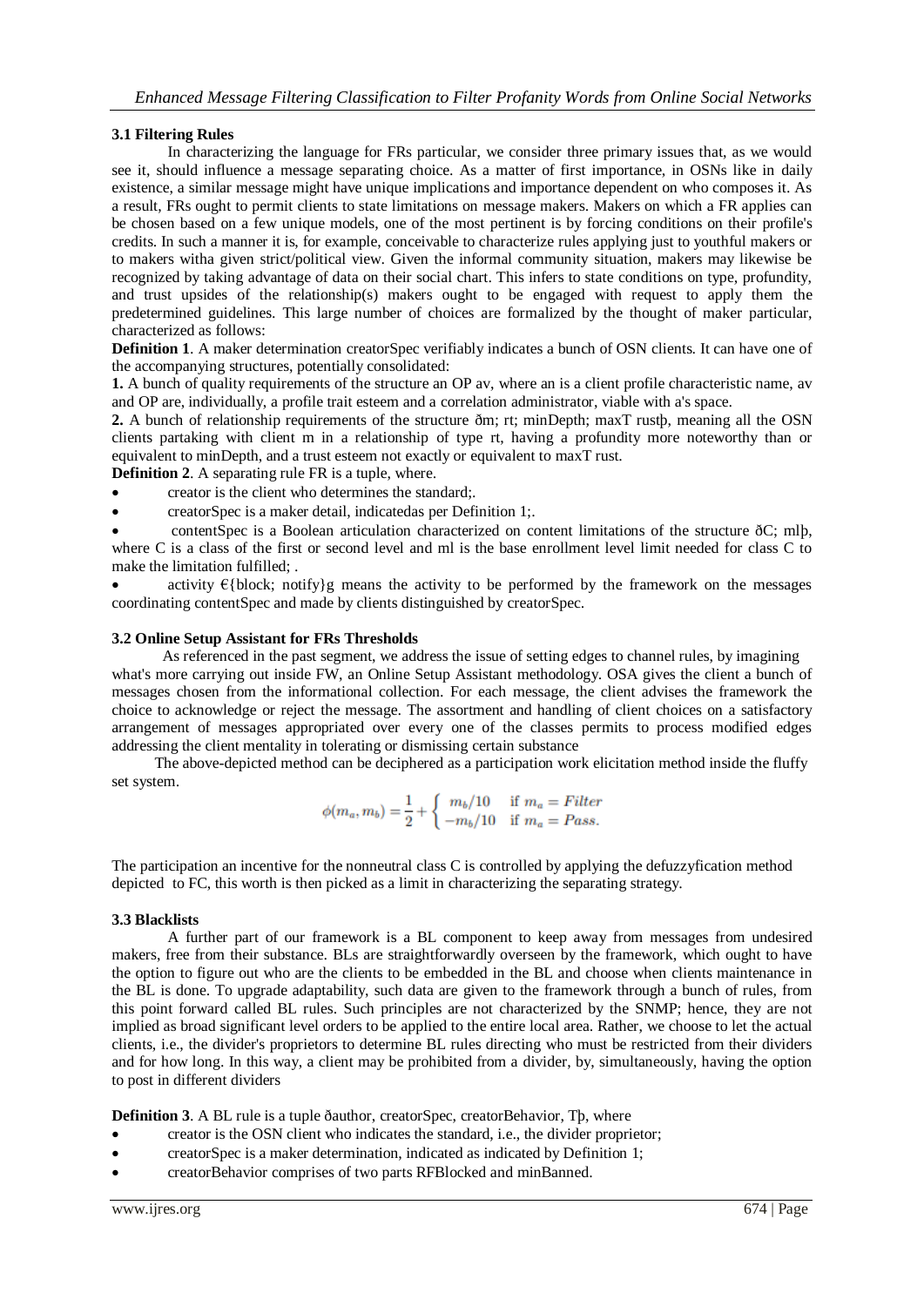### 3.1 Filtering Rules

In characterizing the language for FRs particular, we consider three primary issues that, as we would see it, should influence a message separating choice. As a matter of first importance, in OSNs like in daily existence, a similar message might have unique implications and importance dependent on who composes it. As a result, FRs ought to permit clients to state limitations on message makers. Makers on which a FR applies can be chosen based on a few unique models, one of the most pertinent is by forcing conditions on their profile's credits. In such a manner it is, for example, conceivable to characterize rules applying just to youthful makers or to makers witha given strict/political view. Given the informal community situation, makers may likewise be recognized by taking advantage of data on their social chart. This infers to state conditions on type, profundity, and trust upsides of the relationship(s) makers ought to be engaged with request to apply them the predetermined guidelines. This large number of choices are formalized by the thought of maker particular, characterized as follows:

**Definition 1**. A maker determination creatorSpec verifiably indicates a bunch of OSN clients. It can have one of the accompanying structures, potentially consolidated:

**1.** A bunch of quality requirements of the structure an OP av, where an is a client profile characteristic name, av and OP are, individually, a profile trait esteem and a correlation administrator, viable with a's space.

**2.** A bunch of relationship requirements of the structure ðm; rt; minDepth; maxT rustþ, meaning all the OSN clients partaking with client m in a relationship of type rt, having a profundity more noteworthy than or equivalent to minDepth, and a trust esteem not exactly or equivalent to maxT rust.

**Definition 2**. A separating rule FR is a tuple, where.

- creator is the client who determines the standard;.
- creatorSpec is a maker detail, indicatedas per Definition 1;.
- contentSpec is a Boolean articulation characterized on content limitations of the structure ðC; mlþ, where C is a class of the first or second level and ml is the base enrollment level limit needed for class C to make the limitation fulfilled; .
- activity €{block; notify}g means the activity to be performed by the framework on the messages coordinating contentSpec and made by clients distinguished by creatorSpec.

### 3.2 Online Setup Assistant for FRs Thresholds

As referenced in the past segment, we address the issue of setting edges to channel rules, by imagining what's more carrying out inside FW, an Online Setup Assistant methodology. OSA gives the client a bunch of messages chosen from the informational collection. For each message, the client advises the framework the choice to acknowledge or reject the message. The assortment and handling of client choices on a satisfactory arrangement of messages appropriated over every one of the classes permits to process modified edges addressing the client mentality in tolerating or dismissing certain substance

The above-depicted method can be deciphered as a participation work elicitation method inside the fluffy set system.

$$\phi(m_a, m_b) = \frac{1}{2} + \begin{cases} m_b/10 & \text{if } m_a = Filter \\ -m_b/10 & \text{if } m_a = Pass. \end{cases}$$

The participation an incentive for the nonneutral class C is controlled by applying the defuzzyfication method depicted to FC, this worth is then picked as a limit in characterizing the separating strategy.

### 3.3 Blacklists

A further part of our framework is a BL component to keep away from messages from undesired makers, free from their substance. BLs are straightforwardly overseen by the framework, which ought to have the option to figure out who are the clients to be embedded in the BL and choose when clients maintenance in the BL is done. To upgrade adaptability, such data are given to the framework through a bunch of rules, from this point forward called BL rules. Such principles are not characterized by the SNMP; hence, they are not implied as broad significant level orders to be applied to the entire local area. Rather, we choose to let the actual clients, i.e., the divider's proprietors to determine BL rules directing who must be restricted from their dividers and for how long. In this way, a client may be prohibited from a divider, by, simultaneously, having the option to post in different dividers

**Definition 3**. A BL rule is a tuple ðauthor, creatorSpec, creatorBehavior, Tþ, where

- creator is the OSN client who indicates the standard, i.e., the divider proprietor;
- creatorSpec is a maker determination, indicated as indicated by Definition 1;
- creatorBehavior comprises of two parts RFBlocked and minBanned.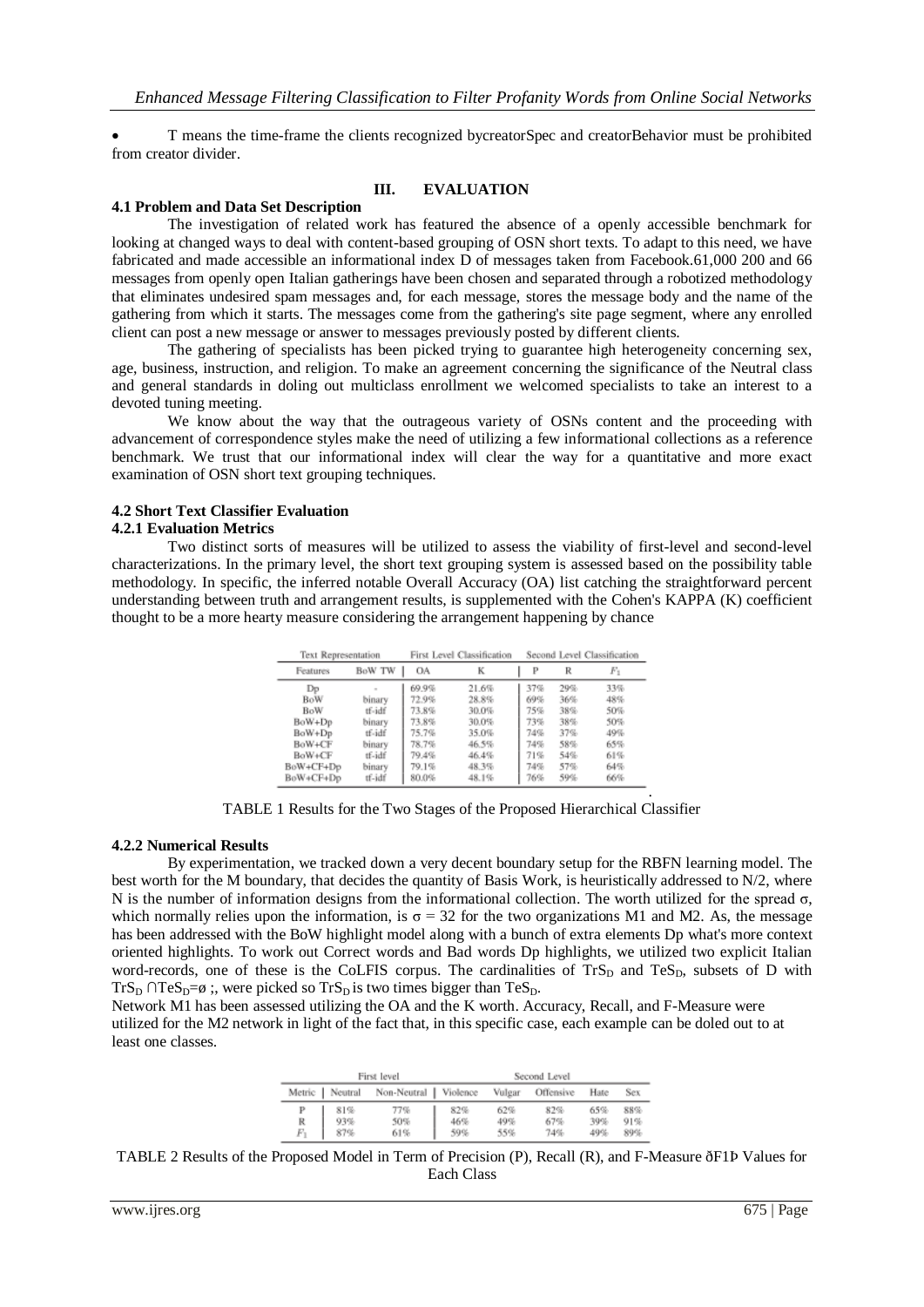- T means the time-frame the clients recognized bycreatorSpec and creatorBehavior must be prohibited from creator divider.

## III. EVALUATION

### 4.1 Problem and Data Set Description

The investigation of related work has featured the absence of a openly accessible benchmark for looking at changed ways to deal with content-based grouping of OSN short texts. To adapt to this need, we have fabricated and made accessible an informational index D of messages taken from Facebook.61,000 200 and 66 messages from openly open Italian gatherings have been chosen and separated through a robotized methodology that eliminates undesired spam messages and, for each message, stores the message body and the name of the gathering from which it starts. The messages come from the gathering's site page segment, where any enrolled client can post a new message or answer to messages previously posted by different clients.

The gathering of specialists has been picked trying to guarantee high heterogeneity concerning sex, age, business, instruction, and religion. To make an agreement concerning the significance of the Neutral class and general standards in doling out multiclass enrollment we welcomed specialists to take an interest to a devoted tuning meeting.

We know about the way that the outrageous variety of OSNs content and the proceeding with advancement of correspondence styles make the need of utilizing a few informational collections as a reference benchmark. We trust that our informational index will clear the way for a quantitative and more exact examination of OSN short text grouping techniques.

### 4.2 Short Text Classifier Evaluation

#### 4.2.1 Evaluation Metrics

Two distinct sorts of measures will be utilized to assess the viability of first-level and second-level characterizations. In the primary level, the short text grouping system is assessed based on the possibility table methodology. In specific, the inferred notable Overall Accuracy (OA) list catching the straightforward percent understanding between truth and arrangement results, is supplemented with the Cohen's KAPPA (K) coefficient thought to be a more hearty measure considering the arrangement happening by chance

| Text Representation | | First Level Classification | | Second Level Classification | | |
|---|---|---|---|---|---|---|
| Features | BoW TW | OA | K | P | R | $F_1$ |
| Dp | - | 69.9% | 21.6% | 37% | 29% | 33% |
| BoW | binary | 72.9% | 28.8% | 69% | 36% | 48% |
| BoW | tf-idf | 73.8% | 30.0% | 75% | 38% | 50% |
| BoW+Dp | binary | 73.8% | 30.0% | 73% | 38% | 50% |
| BoW+Dp | tf-idf | 75.7% | 35.0% | 74% | 37% | 49% |
| BoW+CF | binary | 78.7% | 46.5% | 74% | 58% | 65% |
| BoW+CF | tf-idf | 79.4% | 46.4% | 71% | 54% | 61% |
| BoW+CF+Dp | binary | 79.1% | 48.3% | 74% | 57% | 64% |
| BoW+CF+Dp | tf-idf | 80.0% | 48.1% | 76% | 59% | 66% |

TABLE 1 Results for the Two Stages of the Proposed Hierarchical Classifier

#### 4.2.2 Numerical Results

By experimentation, we tracked down a very decent boundary setup for the RBFN learning model. The best worth for the M boundary, that decides the quantity of Basis Work, is heuristically addressed to N/2, where N is the number of information designs from the informational collection. The worth utilized for the spread σ, which normally relies upon the information, is $\sigma = 32$ for the two organizations M1 and M2. As, the message has been addressed with the BoW highlight model along with a bunch of extra elements Dp what's more context oriented highlights. To work out Correct words and Bad words Dp highlights, we utilized two explicit Italian word-records, one of these is the CoLFIS corpus. The cardinalities of $TrS_D$ and $TeS_D$, subsets of D with $TrS_D \cap TeS_D = \emptyset$ ;, were picked so $TrS_D$ is two times bigger than $TeS_D$.

Network M1 has been assessed utilizing the OA and the K worth. Accuracy, Recall, and F-Measure were utilized for the M2 network in light of the fact that, in this specific case, each example can be doled out to at least one classes.

| | First level | | Second Level | | | | |
|---|---|---|---|---|---|---|---|
| Metric | Neutral | Non-Neutral | Violence | Vulgar | Offensive | Hate | Sex |
| P | 81% | 77% | 82% | 62% | 82% | 65% | 88% |
| R | 93% | 50% | 46% | 49% | 67% | 39% | 91% |
| $F_1$ | 87% | 61% | 59% | 55% | 74% | 49% | 89% |

TABLE 2 Results of the Proposed Model in Term of Precision (P), Recall (R), and F-Measure ðF1Þ Values for Each Class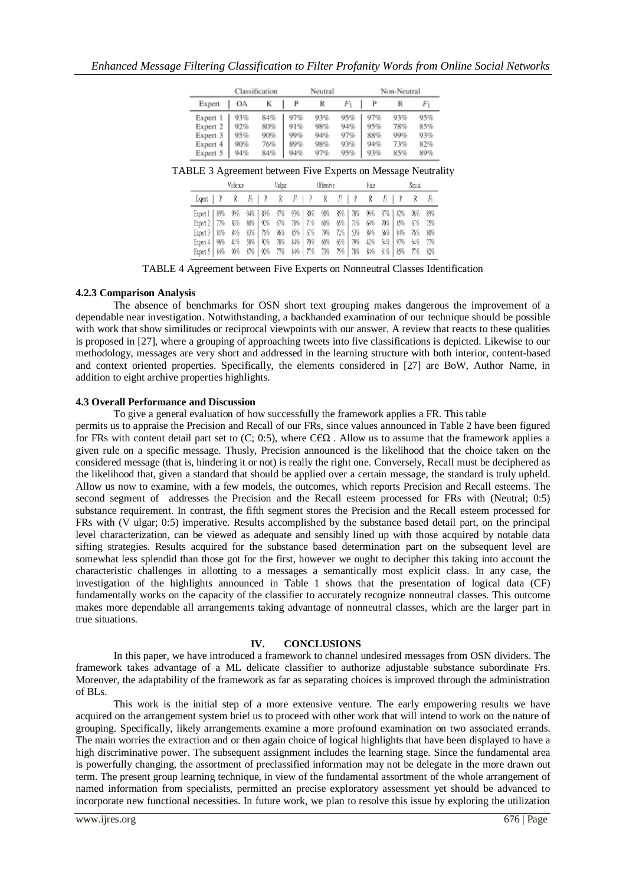| | Classification | | Neutral | | | Non-Neutral | | |
|---|---|---|---|---|---|---|---|---|
| Expert | OA | K | P | R | $F_1$ | P | R | $F_1$ |
| Expert 1 | 93% | 84% | 97% | 93% | 95% | 97% | 93% | 95% |
| Expert 2 | 92% | 80% | 91% | 98% | 94% | 95% | 78% | 85% |
| Expert 3 | 95% | 90% | 99% | 94% | 97% | 88% | 99% | 93% |
| Expert 4 | 90% | 76% | 89% | 98% | 93% | 94% | 73% | 82% |
| Expert 5 | 94% | 84% | 94% | 97% | 95% | 93% | 85% | 89% |

TABLE 3 Agreement between Five Experts on Message Neutrality

| | Violence | | | Vulgar | | | Offensive | | | Hate | | | Sexual | | |
|---|---|---|---|---|---|---|---|---|---|---|---|---|---|---|---|
| Expert | P | R | $F_1$ | P | R | $F_1$ | P | R | $F_1$ | P | R | $F_1$ | P | R | $F_1$ |
| Expert 1 | 89% | 99% | 94% | 89% | 97% | 93% | 80% | 90% | 85% | 78% | 96% | 87% | 82% | 98% | 89% |
| Expert 2 | 77% | 83% | 80% | 92% | 67% | 78% | 71% | 60% | 65% | 71% | 69% | 70% | 85% | 67% | 75% |
| Expert 3 | 81% | 84% | 83% | 76% | 96% | 85% | 67% | 79% | 72% | 53% | 89% | 66% | 84% | 76% | 80% |
| Expert 4 | 96% | 41% | 58% | 92% | 78% | 84% | 70% | 60% | 65% | 79% | 42% | 54% | 97% | 64% | 77% |
| Expert 5 | 84% | 90% | 87% | 92% | 77% | 84% | 77% | 73% | 75% | 78% | 84% | 81% | 85% | 77% | 82% |

TABLE 4 Agreement between Five Experts on Nonneutral Classes Identification

### 4.2.3 Comparison Analysis

The absence of benchmarks for OSN short text grouping makes dangerous the improvement of a dependable near investigation. Notwithstanding, a backhanded examination of our technique should be possible with work that show similitudes or reciprocal viewpoints with our answer. A review that reacts to these qualities is proposed in [27], where a grouping of approaching tweets into five classifications is depicted. Likewise to our methodology, messages are very short and addressed in the learning structure with both interior, content-based and context oriented properties. Specifically, the elements considered in [27] are BoW, Author Name, in addition to eight archive properties highlights.

### 4.3 Overall Performance and Discussion

To give a general evaluation of how successfully the framework applies a FR. This table permits us to appraise the Precision and Recall of our FRs, since values announced in Table 2 have been figured for FRs with content detail part set to (C; 0:5), where C∈Ω . Allow us to assume that the framework applies a given rule on a specific message. Thusly, Precision announced is the likelihood that the choice taken on the considered message (that is, hindering it or not) is really the right one. Conversely, Recall must be deciphered as the likelihood that, given a standard that should be applied over a certain message, the standard is truly upheld. Allow us now to examine, with a few models, the outcomes, which reports Precision and Recall esteems. The second segment of addresses the Precision and the Recall esteem processed for FRs with (Neutral; 0:5) substance requirement. In contrast, the fifth segment stores the Precision and the Recall esteem processed for FRs with (V ulgar; 0:5) imperative. Results accomplished by the substance based detail part, on the principal level characterization, can be viewed as adequate and sensibly lined up with those acquired by notable data sifting strategies. Results acquired for the substance based determination part on the subsequent level are somewhat less splendid than those got for the first, however we ought to decipher this taking into account the characteristic challenges in allotting to a messages a semantically most explicit class. In any case, the investigation of the highlights announced in Table 1 shows that the presentation of logical data (CF) fundamentally works on the capacity of the classifier to accurately recognize nonneutral classes. This outcome makes more dependable all arrangements taking advantage of nonneutral classes, which are the larger part in true situations.

## IV. CONCLUSIONS

In this paper, we have introduced a framework to channel undesired messages from OSN dividers. The framework takes advantage of a ML delicate classifier to authorize adjustable substance subordinate Frs. Moreover, the adaptability of the framework as far as separating choices is improved through the administration of BLs.

This work is the initial step of a more extensive venture. The early empowering results we have acquired on the arrangement system brief us to proceed with other work that will intend to work on the nature of grouping. Specifically, likely arrangements examine a more profound examination on two associated errands. The main worries the extraction and or then again choice of logical highlights that have been displayed to have a high discriminative power. The subsequent assignment includes the learning stage. Since the fundamental area is powerfully changing, the assortment of preclassified information may not be delegate in the more drawn out term. The present group learning technique, in view of the fundamental assortment of the whole arrangement of named information from specialists, permitted an precise exploratory assessment yet should be advanced to incorporate new functional necessities. In future work, we plan to resolve this issue by exploring the utilization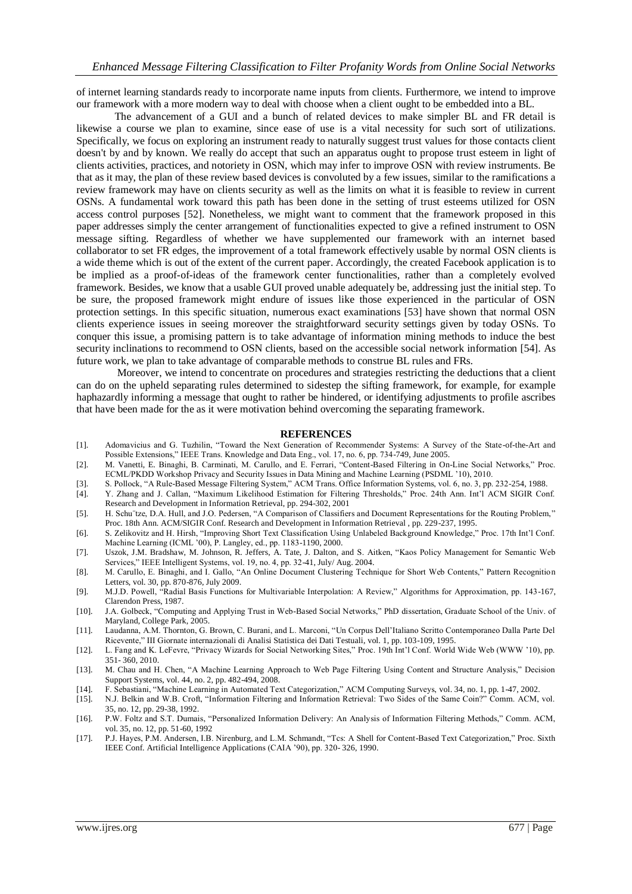of internet learning standards ready to incorporate name inputs from clients. Furthermore, we intend to improve our framework with a more modern way to deal with choose when a client ought to be embedded into a BL.

The advancement of a GUI and a bunch of related devices to make simpler BL and FR detail is likewise a course we plan to examine, since ease of use is a vital necessity for such sort of utilizations. Specifically, we focus on exploring an instrument ready to naturally suggest trust values for those contacts client doesn't by and by known. We really do accept that such an apparatus ought to propose trust esteem in light of clients activities, practices, and notoriety in OSN, which may infer to improve OSN with review instruments. Be that as it may, the plan of these review based devices is convoluted by a few issues, similar to the ramifications a review framework may have on clients security as well as the limits on what it is feasible to review in current OSNs. A fundamental work toward this path has been done in the setting of trust esteems utilized for OSN access control purposes [52]. Nonetheless, we might want to comment that the framework proposed in this paper addresses simply the center arrangement of functionalities expected to give a refined instrument to OSN message sifting. Regardless of whether we have supplemented our framework with an internet based collaborator to set FR edges, the improvement of a total framework effectively usable by normal OSN clients is a wide theme which is out of the extent of the current paper. Accordingly, the created Facebook application is to be implied as a proof-of-ideas of the framework center functionalities, rather than a completely evolved framework. Besides, we know that a usable GUI proved unable adequately be, addressing just the initial step. To be sure, the proposed framework might endure of issues like those experienced in the particular of OSN protection settings. In this specific situation, numerous exact examinations [53] have shown that normal OSN clients experience issues in seeing moreover the straightforward security settings given by today OSNs. To conquer this issue, a promising pattern is to take advantage of information mining methods to induce the best security inclinations to recommend to OSN clients, based on the accessible social network information [54]. As future work, we plan to take advantage of comparable methods to construe BL rules and FRs.

Moreover, we intend to concentrate on procedures and strategies restricting the deductions that a client can do on the upheld separating rules determined to sidestep the sifting framework, for example, for example haphazardly informing a message that ought to rather be hindered, or identifying adjustments to profile ascribes that have been made for the as it were motivation behind overcoming the separating framework.

## REFERENCES

- [1]. Adomavicius and G. Tuzhilin, "Toward the Next Generation of Recommender Systems: A Survey of the State-of-the-Art and Possible Extensions," IEEE Trans. Knowledge and Data Eng., vol. 17, no. 6, pp. 734-749, June 2005.
- [2]. M. Vanetti, E. Binaghi, B. Carminati, M. Carullo, and E. Ferrari, "Content-Based Filtering in On-Line Social Networks," Proc. ECML/PKDD Workshop Privacy and Security Issues in Data Mining and Machine Learning (PSDML '10), 2010.
- [3]. S. Pollock, "A Rule-Based Message Filtering System," ACM Trans. Office Information Systems, vol. 6, no. 3, pp. 232-254, 1988.
- [4]. Y. Zhang and J. Callan, "Maximum Likelihood Estimation for Filtering Thresholds," Proc. 24th Ann. Int'l ACM SIGIR Conf. Research and Development in Information Retrieval, pp. 294-302, 2001
- [5]. H. Schu¨tze, D.A. Hull, and J.O. Pedersen, "A Comparison of Classifiers and Document Representations for the Routing Problem," Proc. 18th Ann. ACM/SIGIR Conf. Research and Development in Information Retrieval , pp. 229-237, 1995.
- [6]. S. Zelikovitz and H. Hirsh, "Improving Short Text Classification Using Unlabeled Background Knowledge," Proc. 17th Int'l Conf. Machine Learning (ICML '00), P. Langley, ed., pp. 1183-1190, 2000.
- [7]. Uszok, J.M. Bradshaw, M. Johnson, R. Jeffers, A. Tate, J. Dalton, and S. Aitken, "Kaos Policy Management for Semantic Web Services," IEEE Intelligent Systems, vol. 19, no. 4, pp. 32-41, July/ Aug. 2004.
- [8]. M. Carullo, E. Binaghi, and I. Gallo, "An Online Document Clustering Technique for Short Web Contents," Pattern Recognition Letters, vol. 30, pp. 870-876, July 2009.
- [9]. M.J.D. Powell, "Radial Basis Functions for Multivariable Interpolation: A Review," Algorithms for Approximation, pp. 143-167, Clarendon Press, 1987.
- [10]. J.A. Golbeck, "Computing and Applying Trust in Web-Based Social Networks," PhD dissertation, Graduate School of the Univ. of Maryland, College Park, 2005.
- [11]. Laudanna, A.M. Thornton, G. Brown, C. Burani, and L. Marconi, "Un Corpus Dell'Italiano Scritto Contemporaneo Dalla Parte Del Ricevente," III Giornate internazionali di Analisi Statistica dei Dati Testuali, vol. 1, pp. 103-109, 1995.
- [12]. L. Fang and K. LeFevre, "Privacy Wizards for Social Networking Sites," Proc. 19th Int'l Conf. World Wide Web (WWW '10), pp. 351- 360, 2010.
- [13]. M. Chau and H. Chen, "A Machine Learning Approach to Web Page Filtering Using Content and Structure Analysis," Decision Support Systems, vol. 44, no. 2, pp. 482-494, 2008.
- [14]. F. Sebastiani, "Machine Learning in Automated Text Categorization," ACM Computing Surveys, vol. 34, no. 1, pp. 1-47, 2002.
- [15]. N.J. Belkin and W.B. Croft, "Information Filtering and Information Retrieval: Two Sides of the Same Coin?" Comm. ACM, vol. 35, no. 12, pp. 29-38, 1992.
- [16]. P.W. Foltz and S.T. Dumais, "Personalized Information Delivery: An Analysis of Information Filtering Methods," Comm. ACM, vol. 35, no. 12, pp. 51-60, 1992
- [17]. P.J. Hayes, P.M. Andersen, I.B. Nirenburg, and L.M. Schmandt, "Tcs: A Shell for Content-Based Text Categorization," Proc. Sixth IEEE Conf. Artificial Intelligence Applications (CAIA '90), pp. 320- 326, 1990.